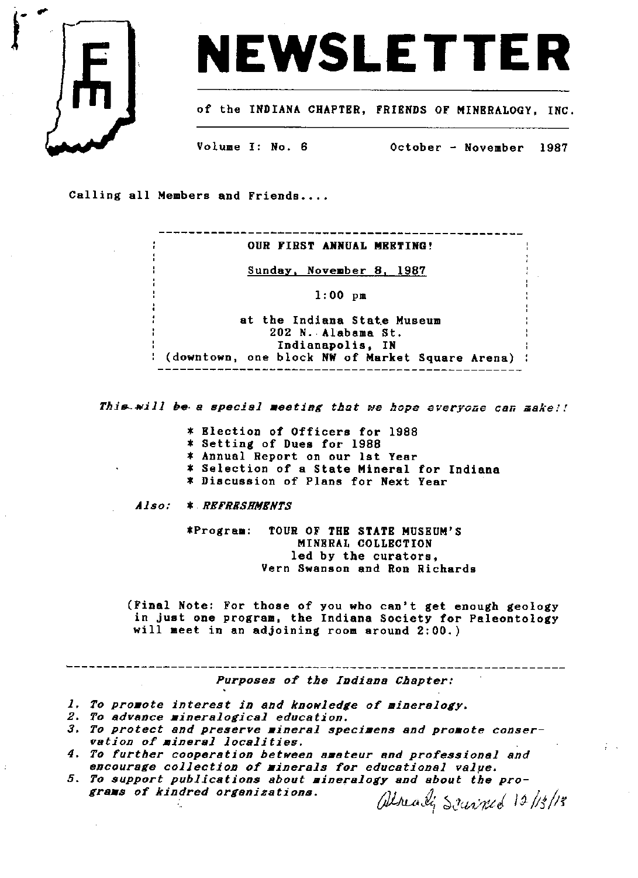# NEWSLETTER

of the INDIANA CHAPTER, FRIENDS OF MINERALOGY, INC.

Volume I: No. 6 October - November 1987

Calling all Members and Friends....

---

**OUR FIRST ANNUAL MEETING!**

Sunday, November 8, 1987

1:00 pm

at the Indiana State Museum
202 N. Alabama St.
Indianapolis, IN
(downtown, one block NW of Market Square Arena)

---

*This will be a special meeting that we hope everyone can make!!*

* Election of Officers for 1988
* Setting of Dues for 1988
* Annual Report on our 1st Year
* Selection of a State Mineral for Indiana
* Discussion of Plans for Next Year

*Also:* * *REFRESHMENTS*

*Program: TOUR OF THE STATE MUSEUM'S MINERAL COLLECTION led by the curators, Vern Swanson and Ron Richards

(Final Note: For those of you who can't get enough geology in just one program, the Indiana Society for Paleontology will meet in an adjoining room around 2:00.)

---

*Purposes of the Indiana Chapter:*

1. *To promote interest in and knowledge of mineralogy.*
2. *To advance mineralogical education.*
3. *To protect and preserve mineral specimens and promote conservation of mineral localities.*
4. *To further cooperation between amateur and professional and encourage collection of minerals for educational value.*
5. *To support publications about mineralogy and about the programs of kindred organizations.*

Already Scanned 10/13/13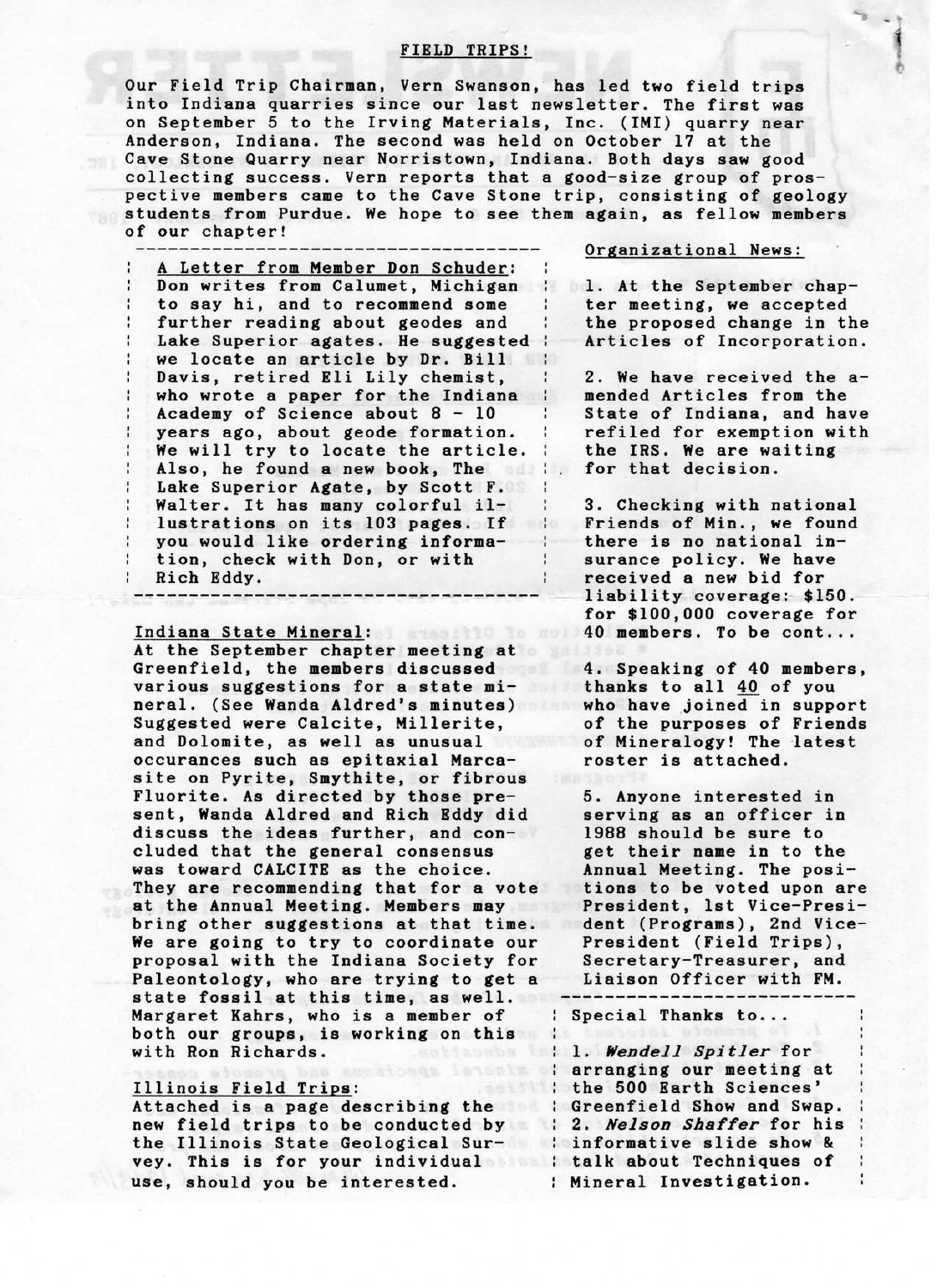## FIELD TRIPS!

Our Field Trip Chairman, Vern Swanson, has led two field trips into Indiana quarries since our last newsletter. The first was on September 5 to the Irving Materials, Inc. (IMI) quarry near Anderson, Indiana. The second was held on October 17 at the Cave Stone Quarry near Norristown, Indiana. Both days saw good collecting success. Vern reports that a good-size group of prospective members came to the Cave Stone trip, consisting of geology students from Purdue. We hope to see them again, as fellow members of our chapter!

---

**A Letter from Member Don Schuder:** Don writes from Calumet, Michigan to say hi, and to recommend some further reading about geodes and Lake Superior agates. He suggested we locate an article by Dr. Bill Davis, retired Eli Lily chemist, who wrote a paper for the Indiana Academy of Science about 8 - 10 years ago, about geode formation. We will try to locate the article. Also, he found a new book, The Lake Superior Agate, by Scott F. Walter. It has many colorful illustrations on its 103 pages. If you would like ordering information, check with Don, or with Rich Eddy.

---

**Indiana State Mineral:** At the September chapter meeting at Greenfield, the members discussed various suggestions for a state mineral. (See Wanda Aldred's minutes) Suggested were Calcite, Millerite, and Dolomite, as well as unusual occurances such as epitaxial Marcasite on Pyrite, Smythite, or fibrous Fluorite. As directed by those present, Wanda Aldred and Rich Eddy did discuss the ideas further, and concluded that the general consensus was toward CALCITE as the choice. They are recommending that for a vote at the Annual Meeting. Members may bring other suggestions at that time. We are going to try to coordinate our proposal with the Indiana Society for Paleontology, who are trying to get a state fossil at this time, as well. Margaret Kahrs, who is a member of both our groups, is working on this with Ron Richards.

**Illinois Field Trips:** Attached is a page describing the new field trips to be conducted by the Illinois State Geological Survey. This is for your individual use, should you be interested.

**Organizational News:**

1. At the September chapter meeting, we accepted the proposed change in the Articles of Incorporation.

2. We have received the amended Articles from the State of Indiana, and have refiled for exemption with the IRS. We are waiting for that decision.

3. Checking with national Friends of Min., we found there is no national insurance policy. We have received a new bid for liability coverage: $150. for $100,000 coverage for 40 members. To be cont...

4. Speaking of 40 members, thanks to all 40 of you who have joined in support of the purposes of Friends of Mineralogy! The latest roster is attached.

5. Anyone interested in serving as an officer in 1988 should be sure to get their name in to the Annual Meeting. The positions to be voted upon are President, 1st Vice-President (Programs), 2nd Vice-President (Field Trips), Secretary-Treasurer, and Liaison Officer with FM.

---

Special Thanks to...

1. *Wendell Spitler* for arranging our meeting at the 500 Earth Sciences' Greenfield Show and Swap.
2. *Nelson Shaffer* for his informative slide show & talk about Techniques of Mineral Investigation.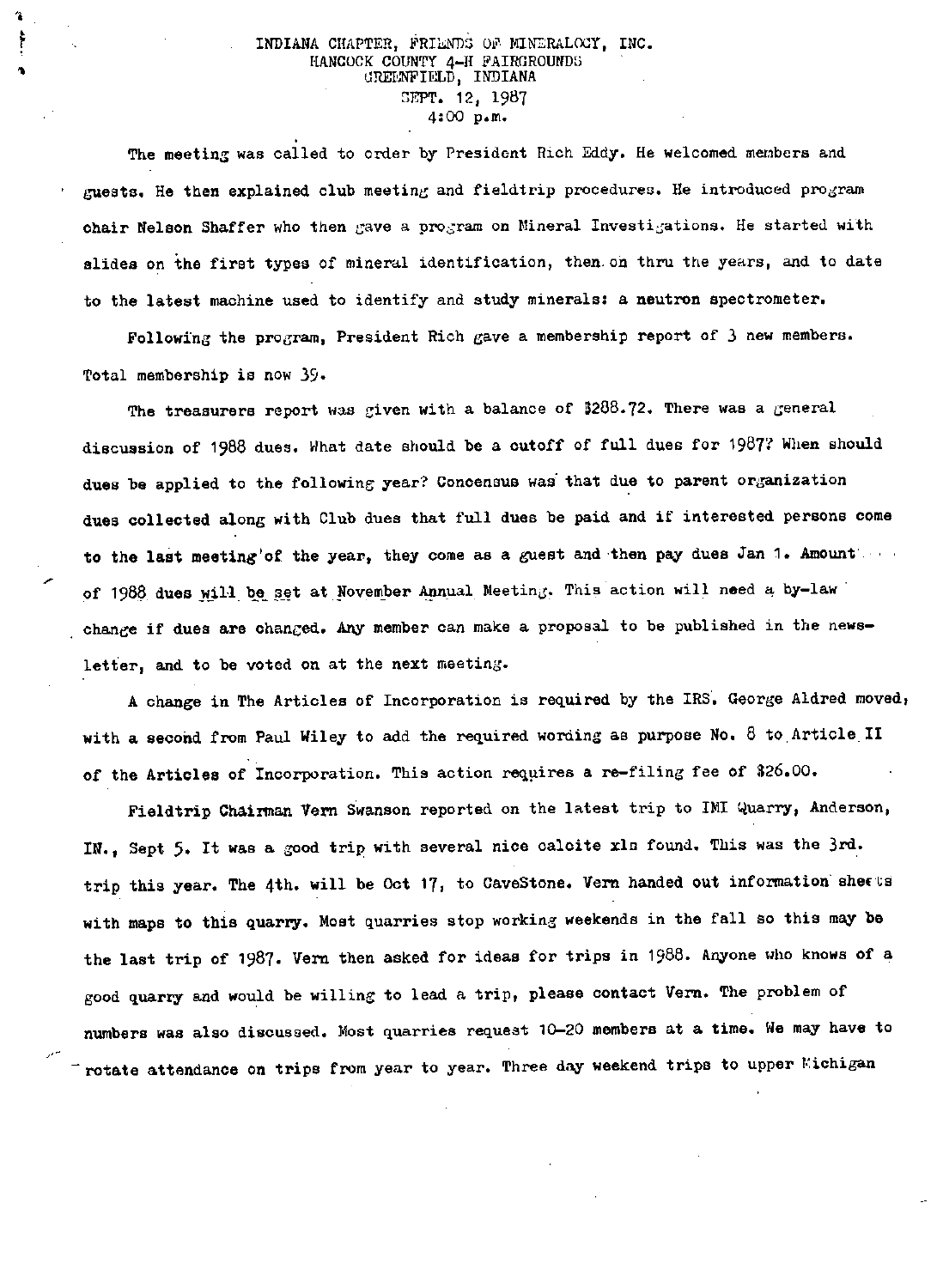INDIANA CHAPTER, FRIENDS OF MINERALOGY, INC.
HANCOCK COUNTY 4-H FAIRGROUNDS
GREENFIELD, INDIANA
SEPT. 12, 1987
4:00 p.m.

The meeting was called to order by President Rich Eddy. He welcomed members and guests. He then explained club meeting and fieldtrip procedures. He introduced program chair Nelson Shaffer who then gave a program on Mineral Investigations. He started with slides on the first types of mineral identification, then on thru the years, and to date to the latest machine used to identify and study minerals: a neutron spectrometer.

Following the program, President Rich gave a membership report of 3 new members. Total membership is now 39.

The treasurers report was given with a balance of $288.72. There was a general discussion of 1988 dues. What date should be a cutoff of full dues for 1987? When should dues be applied to the following year? Concensus was that due to parent organization dues collected along with Club dues that full dues be paid and if interested persons come to the last meeting of the year, they come as a guest and then pay dues Jan 1. Amount of 1988 dues will be set at November Annual Meeting. This action will need a by-law change if dues are changed. Any member can make a proposal to be published in the newsletter, and to be voted on at the next meeting.

A change in The Articles of Incorporation is required by the IRS. George Aldred moved, with a second from Paul Wiley to add the required wording as purpose No. 8 to Article II of the Articles of Incorporation. This action requires a re-filing fee of $26.00.

Fieldtrip Chairman Vern Swanson reported on the latest trip to IMI Quarry, Anderson, IN., Sept 5. It was a good trip with several nice calcite xls found. This was the 3rd. trip this year. The 4th. will be Oct 17, to CaveStone. Vern handed out information sheets with maps to this quarry. Most quarries stop working weekends in the fall so this may be the last trip of 1987. Vern then asked for ideas for trips in 1988. Anyone who knows of a good quarry and would be willing to lead a trip, please contact Vern. The problem of numbers was also discussed. Most quarries request 10-20 members at a time. We may have to rotate attendance on trips from year to year. Three day weekend trips to upper Michigan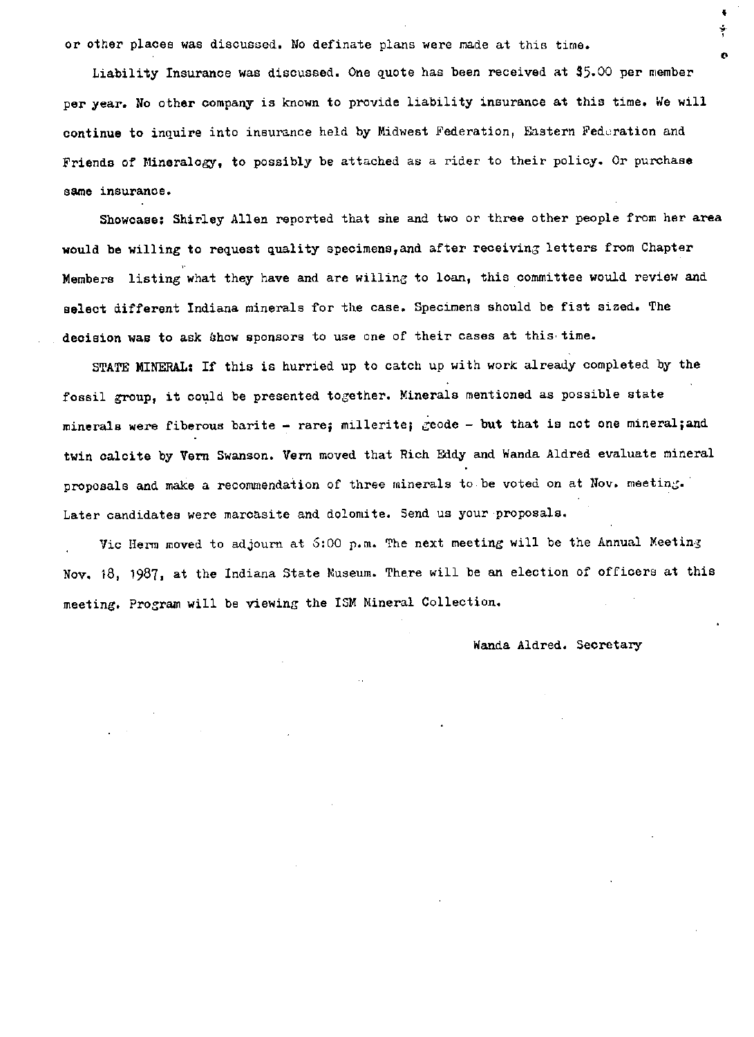or other places was discussed. No definate plans were made at this time.

Liability Insurance was discussed. One quote has been received at $5.00 per member per year. No other company is known to provide liability insurance at this time. We will continue to inquire into insurance held by Midwest Federation, Eastern Federation and Friends of Mineralogy, to possibly be attached as a rider to their policy. Or purchase same insurance.

Showcase: Shirley Allen reported that she and two or three other people from her area would be willing to request quality specimens,and after receiving letters from Chapter Members listing what they have and are willing to loan, this committee would review and select different Indiana minerals for the case. Specimens should be fist sized. The decision was to ask Show sponsors to use one of their cases at this time.

STATE MINERAL: If this is hurried up to catch up with work already completed by the fossil group, it could be presented together. Minerals mentioned as possible state minerals were fiberous barite - rare; millerite; geode - but that is not one mineral;and twin calcite by Vern Swanson. Vern moved that Rich Eddy and Wanda Aldred evaluate mineral proposals and make a recommendation of three minerals to be voted on at Nov. meeting. Later candidates were marcasite and dolomite. Send us your proposals.

Vic Herm moved to adjourn at 6:00 p.m. The next meeting will be the Annual Meeting Nov. 18, 1987, at the Indiana State Museum. There will be an election of officers at this meeting. Program will be viewing the ISM Mineral Collection.

Wanda Aldred. Secretary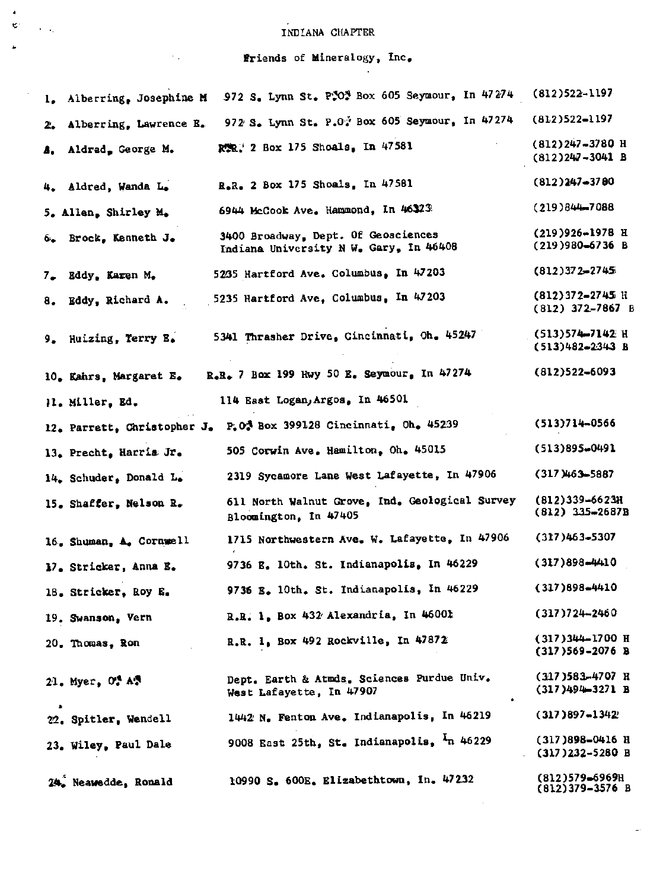# INDIANA CHAPTER

## Friends of Mineralogy, Inc.

| No. | Name | Address | Phone |
|---|---|---|---|
| 1. | Alberring, Josephine M | 972 S. Lynn St. P.O. Box 605 Seymour, In 47274 | (812)522-1197 |
| 2. | Alberring, Lawrence E. | 972 S. Lynn St. P.O. Box 605 Seymour, In 47274 | (812)522-1197 |
| 3. | Aldred, George M. | R.R. 2 Box 175 Shoals, In 47581 | (812)247-3780 H<br>(812)247-3041 B |
| 4. | Aldred, Wanda L. | R.R. 2 Box 175 Shoals, In 47581 | (812)247-3780 |
| 5. | Allen, Shirley M. | 6944 McCook Ave. Hammond, In 46323 | (219)844-7088 |
| 6. | Brock, Kenneth J. | 3400 Broadway, Dept. Of Geosciences<br>Indiana University N W. Gary, In 46408 | (219)926-1978 H<br>(219)980-6736 B |
| 7. | Eddy, Karen M. | 5235 Hartford Ave. Columbus, In 47203 | (812)372-2745 |
| 8. | Eddy, Richard A. | 5235 Hartford Ave, Columbus, In 47203 | (812)372-2745 H<br>(812) 372-7867 B |
| 9. | Huizing, Terry E. | 5341 Thrasher Drive, Cincinnati, Oh. 45247 | (513)574-7142 H<br>(513)482-2343 B |
| 10. | Kahrs, Margaret E. | R.R. 7 Box 199 Hwy 50 E. Seymour, In 47274 | (812)522-6093 |
| 11. | Miller, Ed. | 114 East Logan, Argos, In 46501 | |
| 12. | Parrett, Christopher J. | P.O. Box 399128 Cincinnati, Oh. 45239 | (513)714-0566 |
| 13. | Precht, Harris Jr. | 505 Corwin Ave. Hamilton, Oh. 45015 | (513)895-0491 |
| 14. | Schuder, Donald L. | 2319 Sycamore Lane West Lafayette, In 47906 | (317)463-5887 |
| 15. | Shaffer, Nelson R. | 611 North Walnut Grove, Ind. Geological Survey<br>Bloomington, In 47405 | (812)339-6623H<br>(812) 335-2687B |
| 16. | Shuman, A. Cornwell | 1715 Northwestern Ave. W. Lafayette, In 47906 | (317)463-5307 |
| 17. | Stricker, Anna E. | 9736 E. 10th. St. Indianapolis, In 46229 | (317)898-4410 |
| 18. | Stricker, Roy E. | 9736 E. 10th. St. Indianapolis, In 46229 | (317)898-4410 |
| 19. | Swanson, Vern | R.R. 1, Box 432 Alexandria, In 46001 | (317)724-2460 |
| 20. | Thomas, Ron | R.R. 1, Box 492 Rockville, In 47872 | (317)344-1700 H<br>(317)569-2076 B |
| 21. | Myer, O. A. | Dept. Earth & Atmos. Sciences Purdue Univ.<br>West Lafayette, In 47907 | (317)583-4707 H<br>(317)494-3271 B |
| 22. | Spitler, Wendell | 1442 N. Fenton Ave. Indianapolis, In 46219 | (317)897-1342 |
| 23. | Wiley, Paul Dale | 9008 East 25th, St. Indianapolis, In 46229 | (317)898-0416 H<br>(317)232-5280 B |
| 24. | Neawedde, Ronald | 10990 S. 600E. Elizabethtown, In. 47232 | (812)579-6969H<br>(812)379-3576 B |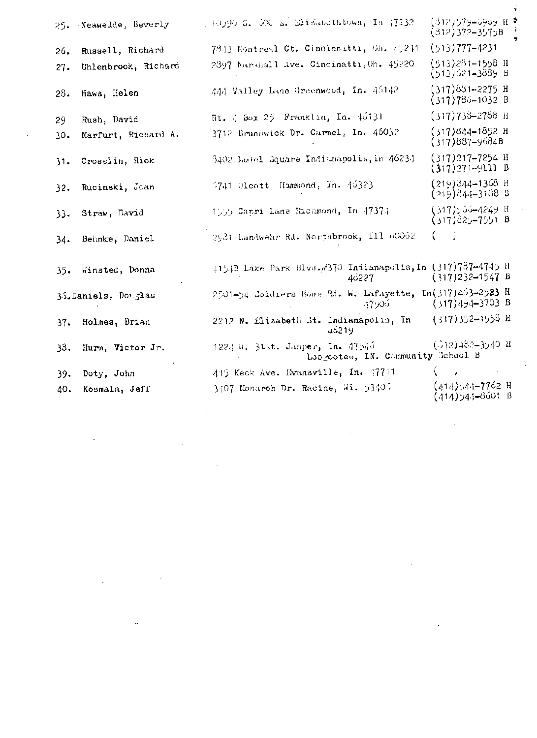| | | | |
|---|---|---|---|
| 25. | Neawedde, Beverly | 10590 S. 500 E. Elizabethtown, In 47232 | (812)579-6969 H<br>(812)372-3575B |
| 26. | Russell, Richard | 7843 Montreal Ct. Cincinnatti, Oh. 45241 | (513)777-4231 |
| 27. | Uhlenbrock, Richard | 2897 Marshall Ave. Cincinatti,Oh. 45220 | (513)281-1558 H<br>(513)621-3889 B |
| 28. | Haws, Helen | 444 Valley Lane Greenwood, In. 46142 | (317)881-2275 H<br>(317)786-1032 B |
| 29 | Rush, David | Rt. 4 Box 25 Franklin, In. 46131 | (317)738-2788 H |
| 30. | Marfurt, Richard A. | 3712 Brunswick Dr. Carmel, In. 46032 | (317)844-1852 H<br>(317)887-9684B |
| 31. | Crosslin, Rick | 3402 Model Square Indianapolis,in 46234 | (317)217-7254 H<br>(317)271-9111 B |
| 32. | Rucinski, Joan | 6741 Olcott Hammond, In. 46323 | (219)844-1368 H<br>(219)844-3188 B |
| 33. | Straw, David | 1555 Capri Lane Richmond, In 47374 | (317)966-4249 H<br>(317)825-7551 B |
| 34. | Behnke, Daniel | 2921 Landwehr Rd. Northbrook, Ill 60062 | ( ) |
| 35. | Winsted, Donna | 4154B Lake Park Blvd.#370 Indianapolis,In 46227 | (317)757-4745 H<br>(317)232-1547 B |
| 36. | Daniels, Douglas | 2501-54 Soldiers Home Rd. W. Lafayette, In 47906 | (317)463-2523 H<br>(317)494-3703 B |
| 37. | Holmes, Brian | 2212 N. Elizabeth St. Indianapolis, In 46219 | (317)352-1958 H |
| 38. | Hurm, Victor Jr. | 1224 W. 31st. Jasper, In. 47546<br>Loogootee, IN. Community School B | (812)482-3940 H |
| 39. | Doty, John | 415 Keck Ave. Evansville, In. 47711 | ( ) |
| 40. | Kosmala, Jeff | 3407 Monarch Dr. Racine, Wi. 53405 | (414)544-7762 H<br>(414)544-8601 B |